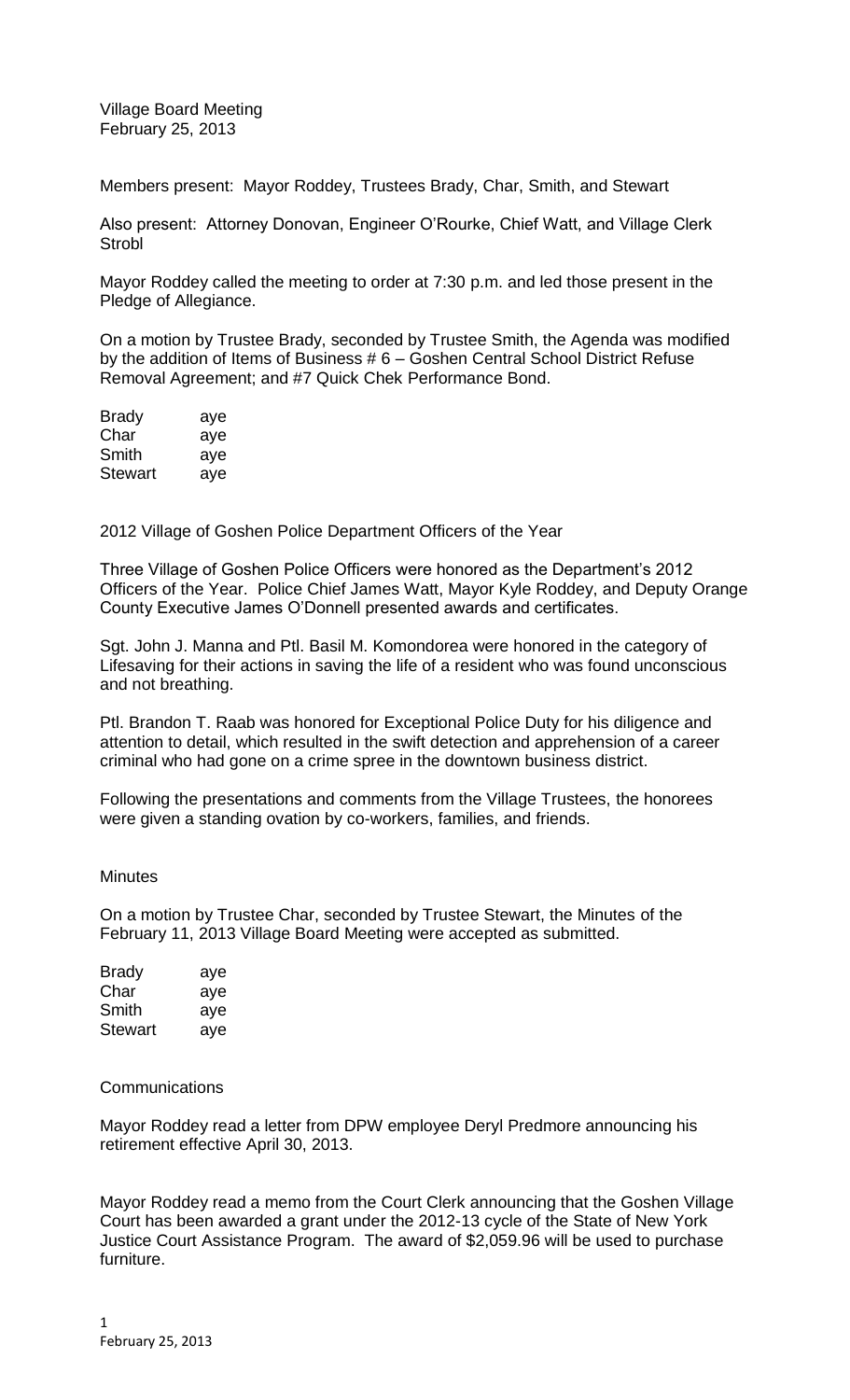Village Board Meeting
February 25, 2013

Members present: Mayor Roddey, Trustees Brady, Char, Smith, and Stewart

Also present: Attorney Donovan, Engineer O'Rourke, Chief Watt, and Village Clerk Strobl

Mayor Roddey called the meeting to order at 7:30 p.m. and led those present in the Pledge of Allegiance.

On a motion by Trustee Brady, seconded by Trustee Smith, the Agenda was modified by the addition of Items of Business # 6 – Goshen Central School District Refuse Removal Agreement; and #7 Quick Chek Performance Bond.

| | |
|---|---|
| Brady | aye |
| Char | aye |
| Smith | aye |
| Stewart | aye |

2012 Village of Goshen Police Department Officers of the Year

Three Village of Goshen Police Officers were honored as the Department's 2012 Officers of the Year. Police Chief James Watt, Mayor Kyle Roddey, and Deputy Orange County Executive James O'Donnell presented awards and certificates.

Sgt. John J. Manna and Ptl. Basil M. Komondorea were honored in the category of Lifesaving for their actions in saving the life of a resident who was found unconscious and not breathing.

Ptl. Brandon T. Raab was honored for Exceptional Police Duty for his diligence and attention to detail, which resulted in the swift detection and apprehension of a career criminal who had gone on a crime spree in the downtown business district.

Following the presentations and comments from the Village Trustees, the honorees were given a standing ovation by co-workers, families, and friends.

Minutes

On a motion by Trustee Char, seconded by Trustee Stewart, the Minutes of the February 11, 2013 Village Board Meeting were accepted as submitted.

| | |
|---|---|
| Brady | aye |
| Char | aye |
| Smith | aye |
| Stewart | aye |

Communications

Mayor Roddey read a letter from DPW employee Deryl Predmore announcing his retirement effective April 30, 2013.

Mayor Roddey read a memo from the Court Clerk announcing that the Goshen Village Court has been awarded a grant under the 2012-13 cycle of the State of New York Justice Court Assistance Program. The award of $2,059.96 will be used to purchase furniture.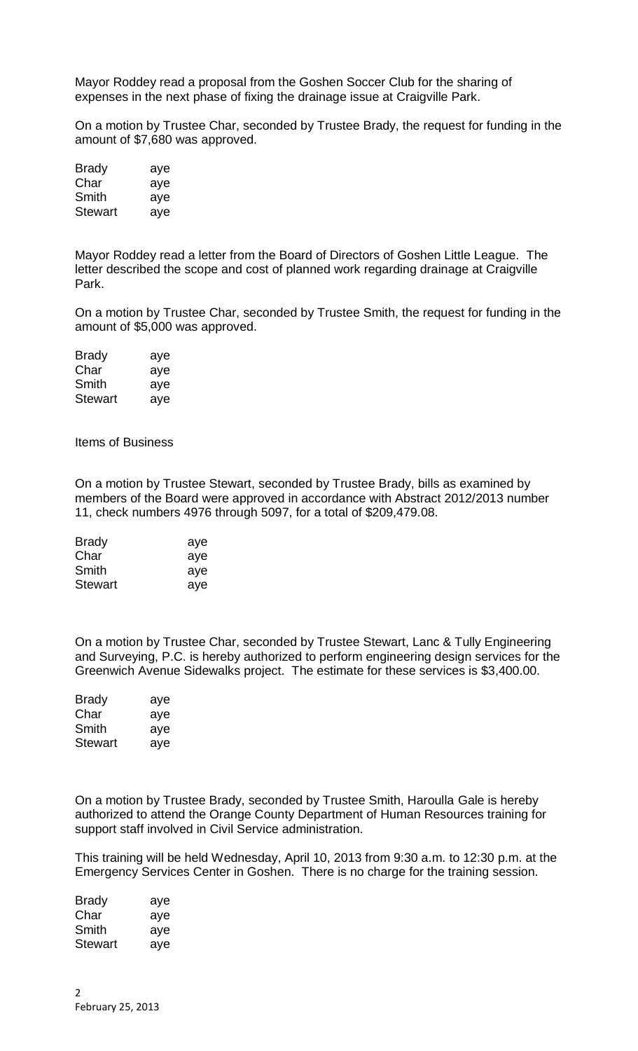Mayor Roddey read a proposal from the Goshen Soccer Club for the sharing of expenses in the next phase of fixing the drainage issue at Craigville Park.

On a motion by Trustee Char, seconded by Trustee Brady, the request for funding in the amount of $7,680 was approved.

| | |
|---|---|
| Brady | aye |
| Char | aye |
| Smith | aye |
| Stewart | aye |

Mayor Roddey read a letter from the Board of Directors of Goshen Little League. The letter described the scope and cost of planned work regarding drainage at Craigville Park.

On a motion by Trustee Char, seconded by Trustee Smith, the request for funding in the amount of $5,000 was approved.

| | |
|---|---|
| Brady | aye |
| Char | aye |
| Smith | aye |
| Stewart | aye |

Items of Business

On a motion by Trustee Stewart, seconded by Trustee Brady, bills as examined by members of the Board were approved in accordance with Abstract 2012/2013 number 11, check numbers 4976 through 5097, for a total of $209,479.08.

| | |
|---|---|
| Brady | aye |
| Char | aye |
| Smith | aye |
| Stewart | aye |

On a motion by Trustee Char, seconded by Trustee Stewart, Lanc & Tully Engineering and Surveying, P.C. is hereby authorized to perform engineering design services for the Greenwich Avenue Sidewalks project. The estimate for these services is $3,400.00.

| | |
|---|---|
| Brady | aye |
| Char | aye |
| Smith | aye |
| Stewart | aye |

On a motion by Trustee Brady, seconded by Trustee Smith, Haroulla Gale is hereby authorized to attend the Orange County Department of Human Resources training for support staff involved in Civil Service administration.

This training will be held Wednesday, April 10, 2013 from 9:30 a.m. to 12:30 p.m. at the Emergency Services Center in Goshen. There is no charge for the training session.

| | |
|---|---|
| Brady | aye |
| Char | aye |
| Smith | aye |
| Stewart | aye |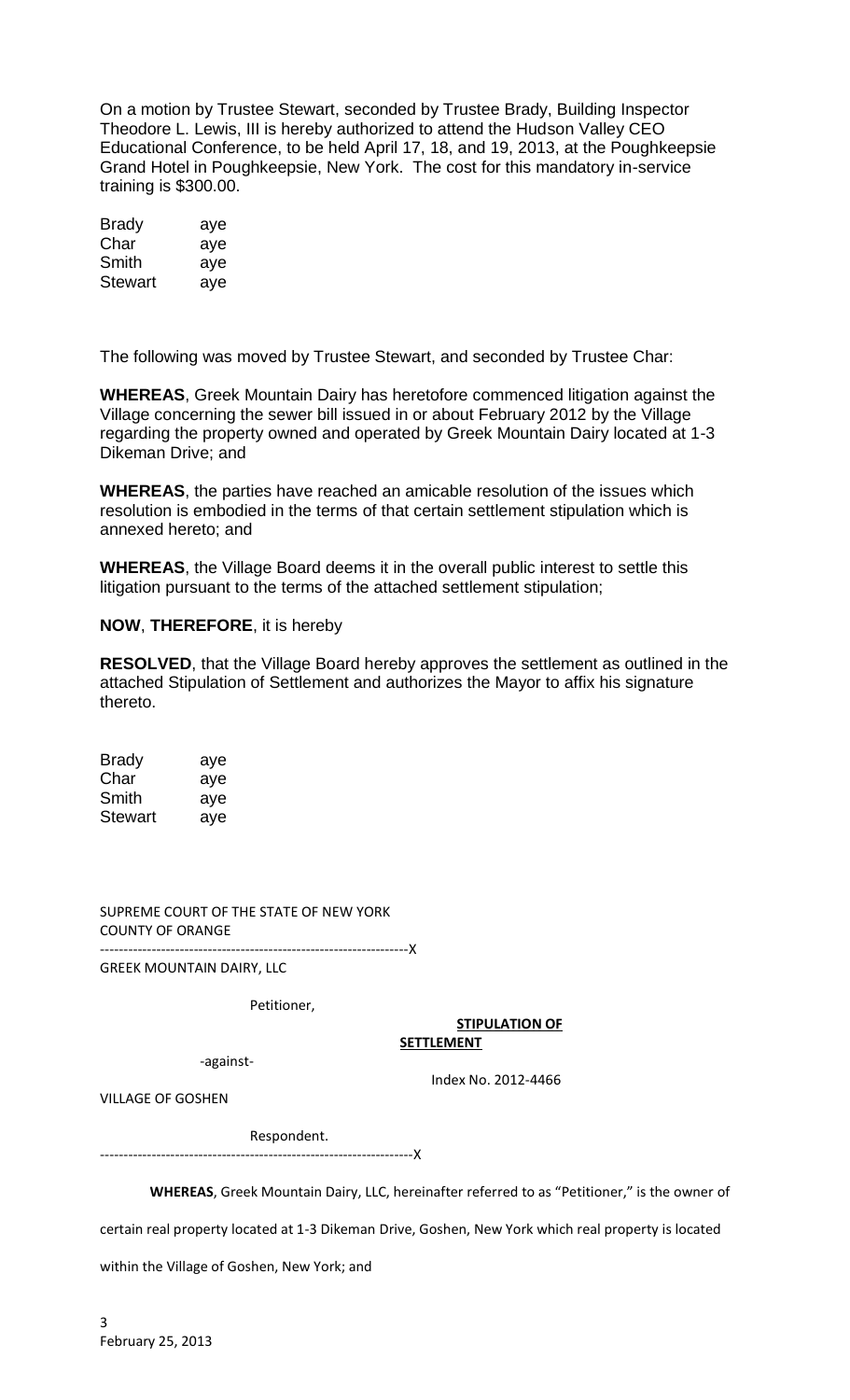On a motion by Trustee Stewart, seconded by Trustee Brady, Building Inspector Theodore L. Lewis, III is hereby authorized to attend the Hudson Valley CEO Educational Conference, to be held April 17, 18, and 19, 2013, at the Poughkeepsie Grand Hotel in Poughkeepsie, New York. The cost for this mandatory in-service training is $300.00.

| | |
|---|---|
| Brady | aye |
| Char | aye |
| Smith | aye |
| Stewart | aye |

The following was moved by Trustee Stewart, and seconded by Trustee Char:

**WHEREAS**, Greek Mountain Dairy has heretofore commenced litigation against the Village concerning the sewer bill issued in or about February 2012 by the Village regarding the property owned and operated by Greek Mountain Dairy located at 1-3 Dikeman Drive; and

**WHEREAS**, the parties have reached an amicable resolution of the issues which resolution is embodied in the terms of that certain settlement stipulation which is annexed hereto; and

**WHEREAS**, the Village Board deems it in the overall public interest to settle this litigation pursuant to the terms of the attached settlement stipulation;

**NOW**, **THEREFORE**, it is hereby

**RESOLVED**, that the Village Board hereby approves the settlement as outlined in the attached Stipulation of Settlement and authorizes the Mayor to affix his signature thereto.

| | |
|---|---|
| Brady | aye |
| Char | aye |
| Smith | aye |
| Stewart | aye |

SUPREME COURT OF THE STATE OF NEW YORK
COUNTY OF ORANGE

-----------------------------------------------------------------X

GREEK MOUNTAIN DAIRY, LLC

Petitioner,

**STIPULATION OF SETTLEMENT**

-against-

Index No. 2012-4466

VILLAGE OF GOSHEN

Respondent.

-----------------------------------------------------------------X

**WHEREAS**, Greek Mountain Dairy, LLC, hereinafter referred to as "Petitioner," is the owner of certain real property located at 1-3 Dikeman Drive, Goshen, New York which real property is located within the Village of Goshen, New York; and

February 25, 2013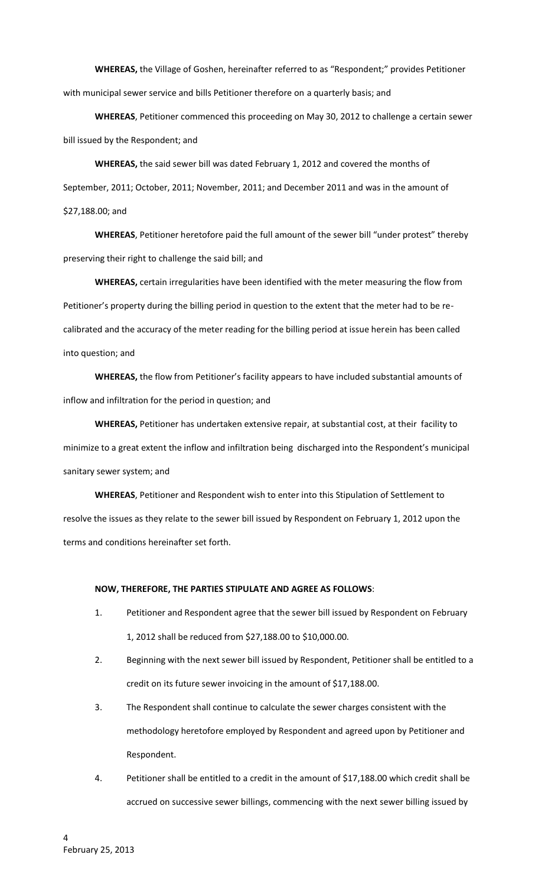**WHEREAS,** the Village of Goshen, hereinafter referred to as "Respondent;" provides Petitioner with municipal sewer service and bills Petitioner therefore on a quarterly basis; and

**WHEREAS**, Petitioner commenced this proceeding on May 30, 2012 to challenge a certain sewer bill issued by the Respondent; and

**WHEREAS,** the said sewer bill was dated February 1, 2012 and covered the months of September, 2011; October, 2011; November, 2011; and December 2011 and was in the amount of $27,188.00; and

**WHEREAS**, Petitioner heretofore paid the full amount of the sewer bill "under protest" thereby preserving their right to challenge the said bill; and

**WHEREAS,** certain irregularities have been identified with the meter measuring the flow from Petitioner's property during the billing period in question to the extent that the meter had to be re-calibrated and the accuracy of the meter reading for the billing period at issue herein has been called into question; and

**WHEREAS,** the flow from Petitioner's facility appears to have included substantial amounts of inflow and infiltration for the period in question; and

**WHEREAS,** Petitioner has undertaken extensive repair, at substantial cost, at their facility to minimize to a great extent the inflow and infiltration being discharged into the Respondent's municipal sanitary sewer system; and

**WHEREAS**, Petitioner and Respondent wish to enter into this Stipulation of Settlement to resolve the issues as they relate to the sewer bill issued by Respondent on February 1, 2012 upon the terms and conditions hereinafter set forth.

**NOW, THEREFORE, THE PARTIES STIPULATE AND AGREE AS FOLLOWS**:

1. Petitioner and Respondent agree that the sewer bill issued by Respondent on February 1, 2012 shall be reduced from $27,188.00 to $10,000.00.
2. Beginning with the next sewer bill issued by Respondent, Petitioner shall be entitled to a credit on its future sewer invoicing in the amount of $17,188.00.
3. The Respondent shall continue to calculate the sewer charges consistent with the methodology heretofore employed by Respondent and agreed upon by Petitioner and Respondent.
4. Petitioner shall be entitled to a credit in the amount of $17,188.00 which credit shall be accrued on successive sewer billings, commencing with the next sewer billing issued by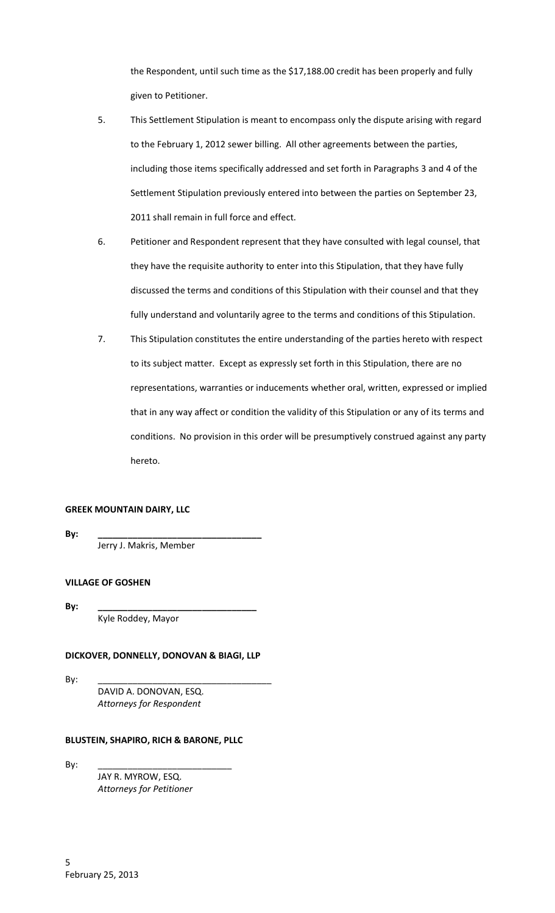the Respondent, until such time as the $17,188.00 credit has been properly and fully given to Petitioner.

5. This Settlement Stipulation is meant to encompass only the dispute arising with regard to the February 1, 2012 sewer billing. All other agreements between the parties, including those items specifically addressed and set forth in Paragraphs 3 and 4 of the Settlement Stipulation previously entered into between the parties on September 23, 2011 shall remain in full force and effect.

6. Petitioner and Respondent represent that they have consulted with legal counsel, that they have the requisite authority to enter into this Stipulation, that they have fully discussed the terms and conditions of this Stipulation with their counsel and that they fully understand and voluntarily agree to the terms and conditions of this Stipulation.

7. This Stipulation constitutes the entire understanding of the parties hereto with respect to its subject matter. Except as expressly set forth in this Stipulation, there are no representations, warranties or inducements whether oral, written, expressed or implied that in any way affect or condition the validity of this Stipulation or any of its terms and conditions. No provision in this order will be presumptively construed against any party hereto.

**GREEK MOUNTAIN DAIRY, LLC**

**By:** ________________________________
Jerry J. Makris, Member

**VILLAGE OF GOSHEN**

**By:** ________________________________
Kyle Roddey, Mayor

**DICKOVER, DONNELLY, DONOVAN & BIAGI, LLP**

By: ________________________________
DAVID A. DONOVAN, ESQ.
*Attorneys for Respondent*

**BLUSTEIN, SHAPIRO, RICH & BARONE, PLLC**

By: ________________________________
JAY R. MYROW, ESQ.
*Attorneys for Petitioner*

February 25, 2013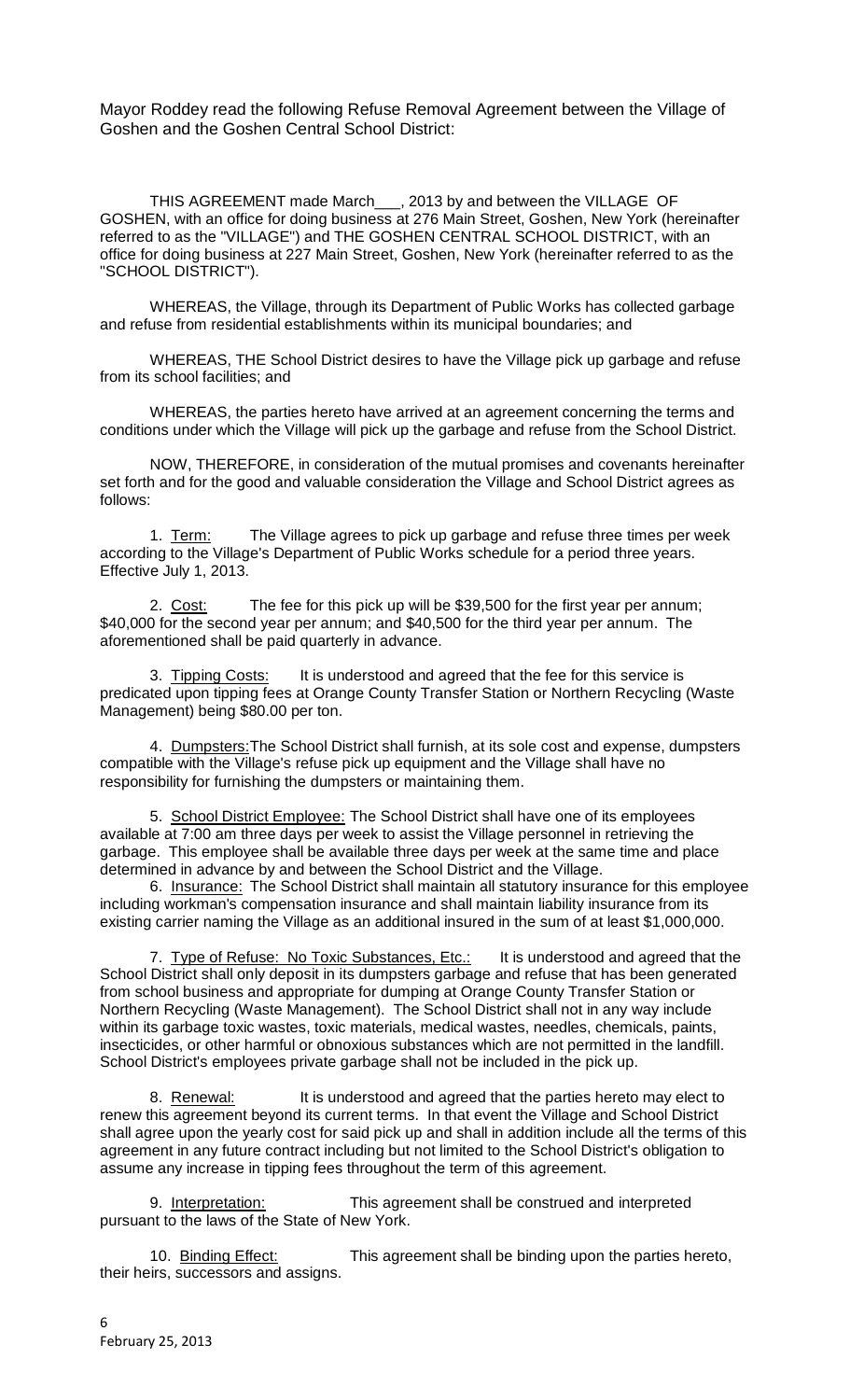Mayor Roddey read the following Refuse Removal Agreement between the Village of Goshen and the Goshen Central School District:

THIS AGREEMENT made March___, 2013 by and between the VILLAGE OF GOSHEN, with an office for doing business at 276 Main Street, Goshen, New York (hereinafter referred to as the "VILLAGE") and THE GOSHEN CENTRAL SCHOOL DISTRICT, with an office for doing business at 227 Main Street, Goshen, New York (hereinafter referred to as the "SCHOOL DISTRICT").

WHEREAS, the Village, through its Department of Public Works has collected garbage and refuse from residential establishments within its municipal boundaries; and

WHEREAS, THE School District desires to have the Village pick up garbage and refuse from its school facilities; and

WHEREAS, the parties hereto have arrived at an agreement concerning the terms and conditions under which the Village will pick up the garbage and refuse from the School District.

NOW, THEREFORE, in consideration of the mutual promises and covenants hereinafter set forth and for the good and valuable consideration the Village and School District agrees as follows:

1. Term: The Village agrees to pick up garbage and refuse three times per week according to the Village's Department of Public Works schedule for a period three years. Effective July 1, 2013.

2. Cost: The fee for this pick up will be $39,500 for the first year per annum; $40,000 for the second year per annum; and $40,500 for the third year per annum. The aforementioned shall be paid quarterly in advance.

3. Tipping Costs: It is understood and agreed that the fee for this service is predicated upon tipping fees at Orange County Transfer Station or Northern Recycling (Waste Management) being $80.00 per ton.

4. Dumpsters: The School District shall furnish, at its sole cost and expense, dumpsters compatible with the Village's refuse pick up equipment and the Village shall have no responsibility for furnishing the dumpsters or maintaining them.

5. School District Employee: The School District shall have one of its employees available at 7:00 am three days per week to assist the Village personnel in retrieving the garbage. This employee shall be available three days per week at the same time and place determined in advance by and between the School District and the Village.

6. Insurance: The School District shall maintain all statutory insurance for this employee including workman's compensation insurance and shall maintain liability insurance from its existing carrier naming the Village as an additional insured in the sum of at least $1,000,000.

7. Type of Refuse: No Toxic Substances, Etc.: It is understood and agreed that the School District shall only deposit in its dumpsters garbage and refuse that has been generated from school business and appropriate for dumping at Orange County Transfer Station or Northern Recycling (Waste Management). The School District shall not in any way include within its garbage toxic wastes, toxic materials, medical wastes, needles, chemicals, paints, insecticides, or other harmful or obnoxious substances which are not permitted in the landfill. School District's employees private garbage shall not be included in the pick up.

8. Renewal: It is understood and agreed that the parties hereto may elect to renew this agreement beyond its current terms. In that event the Village and School District shall agree upon the yearly cost for said pick up and shall in addition include all the terms of this agreement in any future contract including but not limited to the School District's obligation to assume any increase in tipping fees throughout the term of this agreement.

9. Interpretation: This agreement shall be construed and interpreted pursuant to the laws of the State of New York.

10. Binding Effect: This agreement shall be binding upon the parties hereto, their heirs, successors and assigns.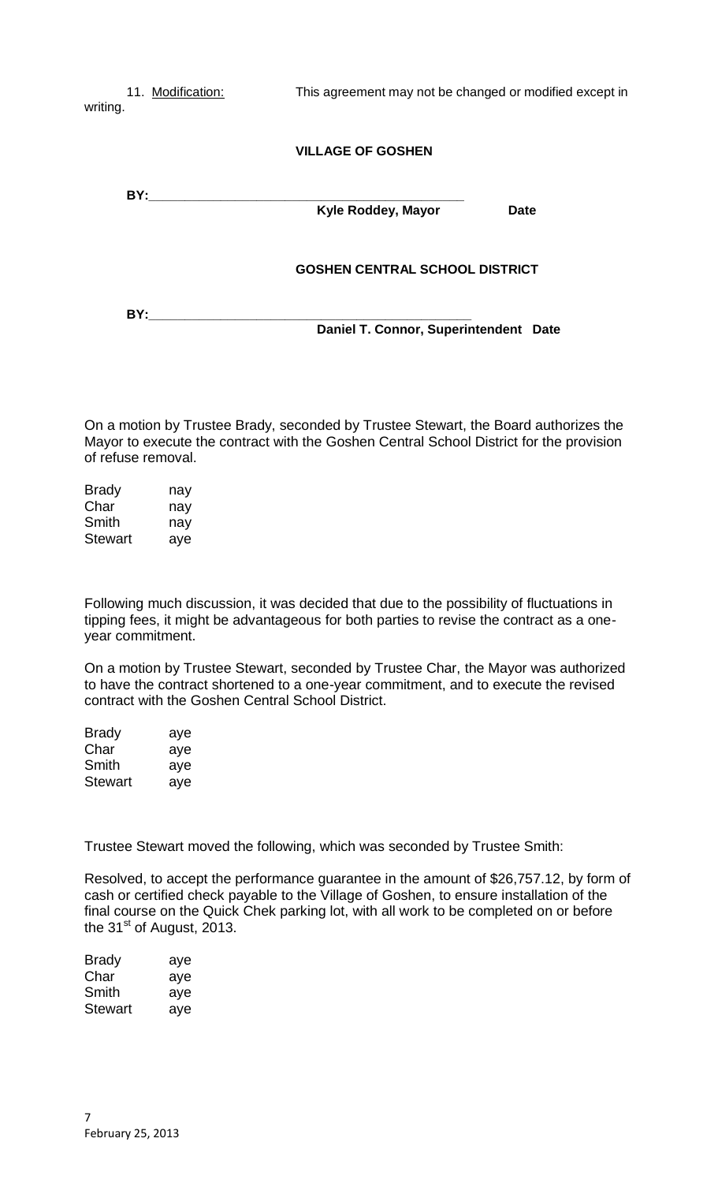11. Modification: This agreement may not be changed or modified except in writing.

**VILLAGE OF GOSHEN**

**BY:\_\_\_\_\_\_\_\_\_\_\_\_\_\_\_\_\_\_\_\_\_\_\_\_\_\_\_\_\_\_\_\_\_\_\_\_\_\_\_\_\_\_\_\_\_**

**Kyle Roddey, Mayor Date**

**GOSHEN CENTRAL SCHOOL DISTRICT**

**BY:\_\_\_\_\_\_\_\_\_\_\_\_\_\_\_\_\_\_\_\_\_\_\_\_\_\_\_\_\_\_\_\_\_\_\_\_\_\_\_\_\_\_\_\_\_\_**

**Daniel T. Connor, Superintendent Date**

On a motion by Trustee Brady, seconded by Trustee Stewart, the Board authorizes the Mayor to execute the contract with the Goshen Central School District for the provision of refuse removal.

Brady nay
Char nay
Smith nay
Stewart aye

Following much discussion, it was decided that due to the possibility of fluctuations in tipping fees, it might be advantageous for both parties to revise the contract as a one-year commitment.

On a motion by Trustee Stewart, seconded by Trustee Char, the Mayor was authorized to have the contract shortened to a one-year commitment, and to execute the revised contract with the Goshen Central School District.

Brady aye
Char aye
Smith aye
Stewart aye

Trustee Stewart moved the following, which was seconded by Trustee Smith:

Resolved, to accept the performance guarantee in the amount of $26,757.12, by form of cash or certified check payable to the Village of Goshen, to ensure installation of the final course on the Quick Chek parking lot, with all work to be completed on or before the 31st of August, 2013.

Brady aye
Char aye
Smith aye
Stewart aye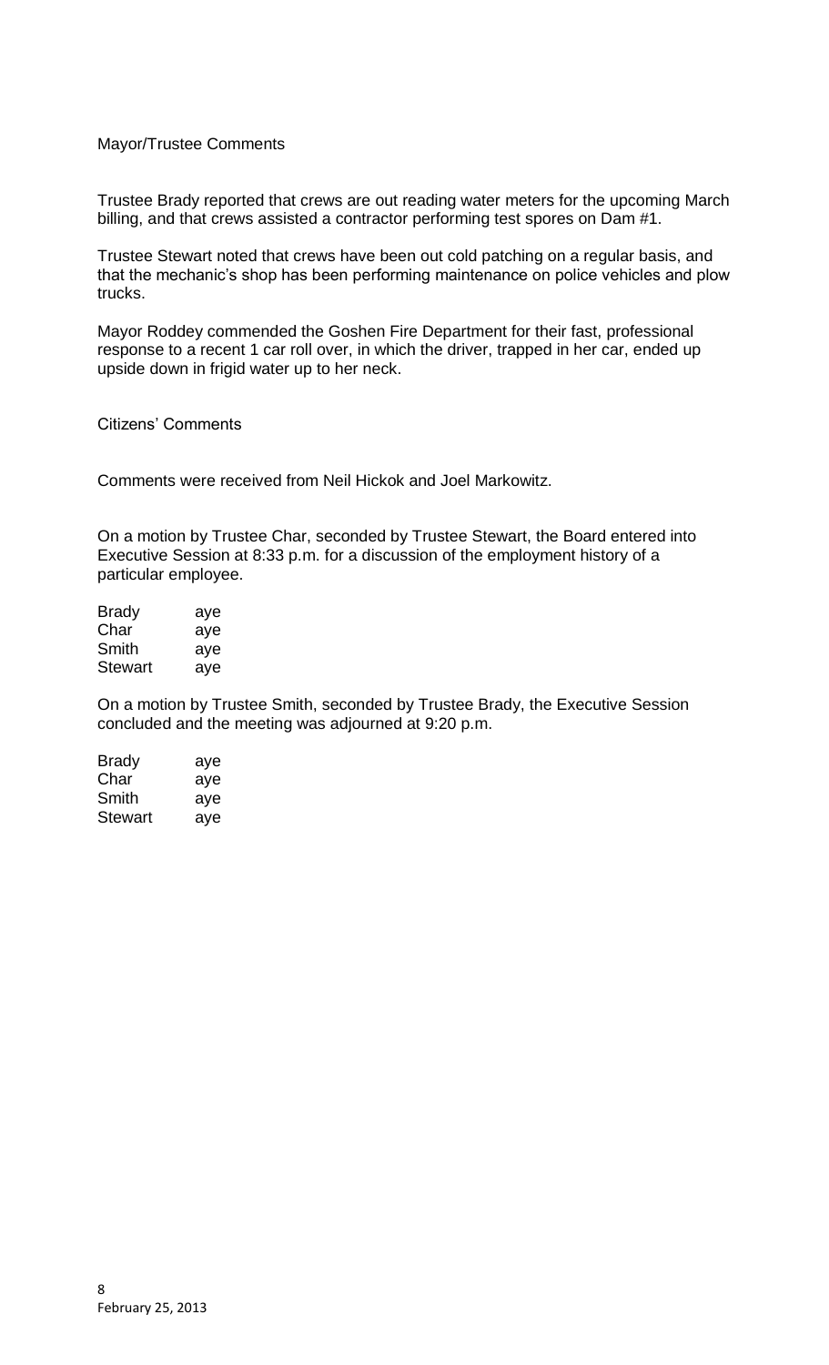Mayor/Trustee Comments

Trustee Brady reported that crews are out reading water meters for the upcoming March billing, and that crews assisted a contractor performing test spores on Dam #1.

Trustee Stewart noted that crews have been out cold patching on a regular basis, and that the mechanic's shop has been performing maintenance on police vehicles and plow trucks.

Mayor Roddey commended the Goshen Fire Department for their fast, professional response to a recent 1 car roll over, in which the driver, trapped in her car, ended up upside down in frigid water up to her neck.

Citizens' Comments

Comments were received from Neil Hickok and Joel Markowitz.

On a motion by Trustee Char, seconded by Trustee Stewart, the Board entered into Executive Session at 8:33 p.m. for a discussion of the employment history of a particular employee.

| | |
|---|---|
| Brady | aye |
| Char | aye |
| Smith | aye |
| Stewart | aye |

On a motion by Trustee Smith, seconded by Trustee Brady, the Executive Session concluded and the meeting was adjourned at 9:20 p.m.

| | |
|---|---|
| Brady | aye |
| Char | aye |
| Smith | aye |
| Stewart | aye |